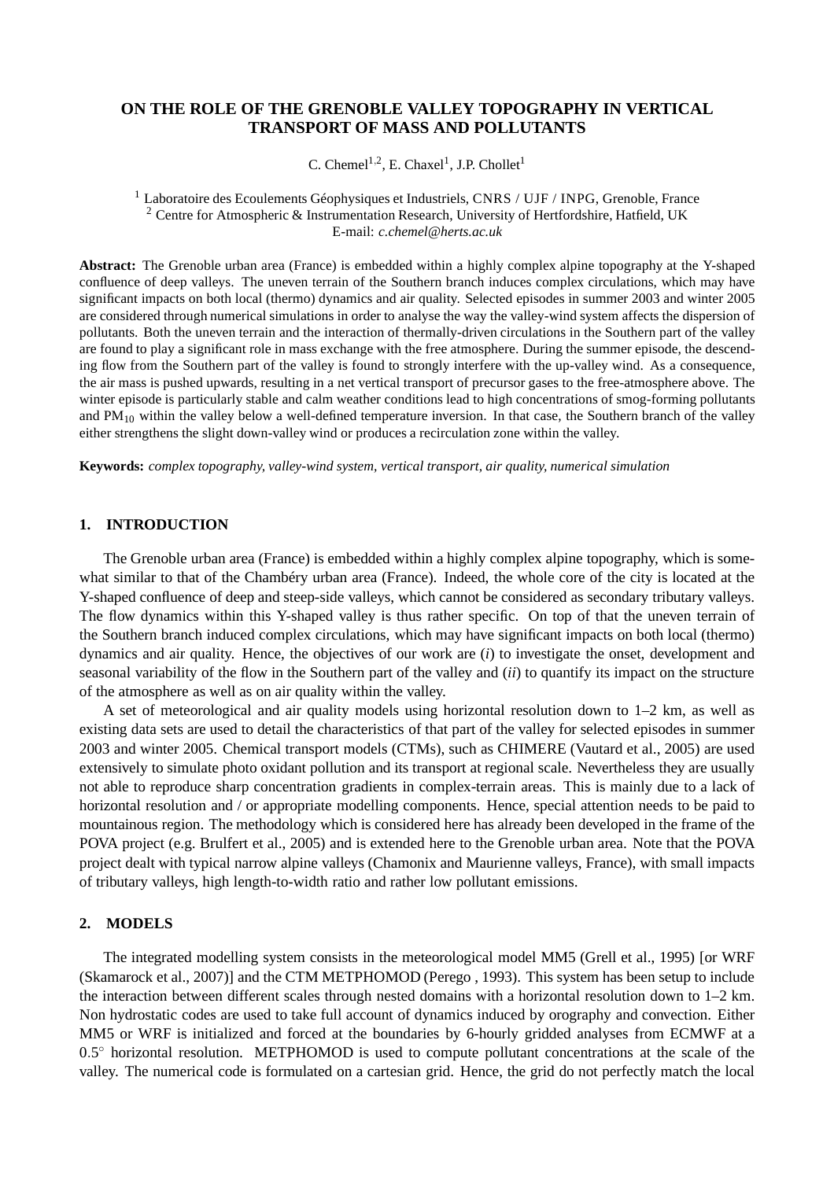# ON THE ROLE OF THE GRENOBLE VALLEY TOPOGRAPHY IN VERTICAL TRANSPORT OF MASS AND POLLUTANTS

C. Chemel[1,2], E. Chaxel[1], J.P. Chollet[1]

[1] Laboratoire des Ecoulements Géophysiques et Industriels, CNRS / UJF / INPG, Grenoble, France
[2] Centre for Atmospheric & Instrumentation Research, University of Hertfordshire, Hatfield, UK
E-mail: *c.chemel@herts.ac.uk*

**Abstract:** The Grenoble urban area (France) is embedded within a highly complex alpine topography at the Y-shaped confluence of deep valleys. The uneven terrain of the Southern branch induces complex circulations, which may have significant impacts on both local (thermo) dynamics and air quality. Selected episodes in summer 2003 and winter 2005 are considered through numerical simulations in order to analyse the way the valley-wind system affects the dispersion of pollutants. Both the uneven terrain and the interaction of thermally-driven circulations in the Southern part of the valley are found to play a significant role in mass exchange with the free atmosphere. During the summer episode, the descending flow from the Southern part of the valley is found to strongly interfere with the up-valley wind. As a consequence, the air mass is pushed upwards, resulting in a net vertical transport of precursor gases to the free-atmosphere above. The winter episode is particularly stable and calm weather conditions lead to high concentrations of smog-forming pollutants and $PM_{10}$ within the valley below a well-defined temperature inversion. In that case, the Southern branch of the valley either strengthens the slight down-valley wind or produces a recirculation zone within the valley.

**Keywords:** *complex topography, valley-wind system, vertical transport, air quality, numerical simulation*

## 1. INTRODUCTION

The Grenoble urban area (France) is embedded within a highly complex alpine topography, which is somewhat similar to that of the Chambéry urban area (France). Indeed, the whole core of the city is located at the Y-shaped confluence of deep and steep-side valleys, which cannot be considered as secondary tributary valleys. The flow dynamics within this Y-shaped valley is thus rather specific. On top of that the uneven terrain of the Southern branch induced complex circulations, which may have significant impacts on both local (thermo) dynamics and air quality. Hence, the objectives of our work are (*i*) to investigate the onset, development and seasonal variability of the flow in the Southern part of the valley and (*ii*) to quantify its impact on the structure of the atmosphere as well as on air quality within the valley.

A set of meteorological and air quality models using horizontal resolution down to 1–2 km, as well as existing data sets are used to detail the characteristics of that part of the valley for selected episodes in summer 2003 and winter 2005. Chemical transport models (CTMs), such as CHIMERE (Vautard et al., 2005) are used extensively to simulate photo oxidant pollution and its transport at regional scale. Nevertheless they are usually not able to reproduce sharp concentration gradients in complex-terrain areas. This is mainly due to a lack of horizontal resolution and / or appropriate modelling components. Hence, special attention needs to be paid to mountainous region. The methodology which is considered here has already been developed in the frame of the POVA project (e.g. Brulfert et al., 2005) and is extended here to the Grenoble urban area. Note that the POVA project dealt with typical narrow alpine valleys (Chamonix and Maurienne valleys, France), with small impacts of tributary valleys, high length-to-width ratio and rather low pollutant emissions.

## 2. MODELS

The integrated modelling system consists in the meteorological model MM5 (Grell et al., 1995) [or WRF (Skamarock et al., 2007)] and the CTM METPHOMOD (Perego , 1993). This system has been setup to include the interaction between different scales through nested domains with a horizontal resolution down to 1–2 km. Non hydrostatic codes are used to take full account of dynamics induced by orography and convection. Either MM5 or WRF is initialized and forced at the boundaries by 6-hourly gridded analyses from ECMWF at a $0.5^{\circ}$ horizontal resolution. METPHOMOD is used to compute pollutant concentrations at the scale of the valley. The numerical code is formulated on a cartesian grid. Hence, the grid do not perfectly match the local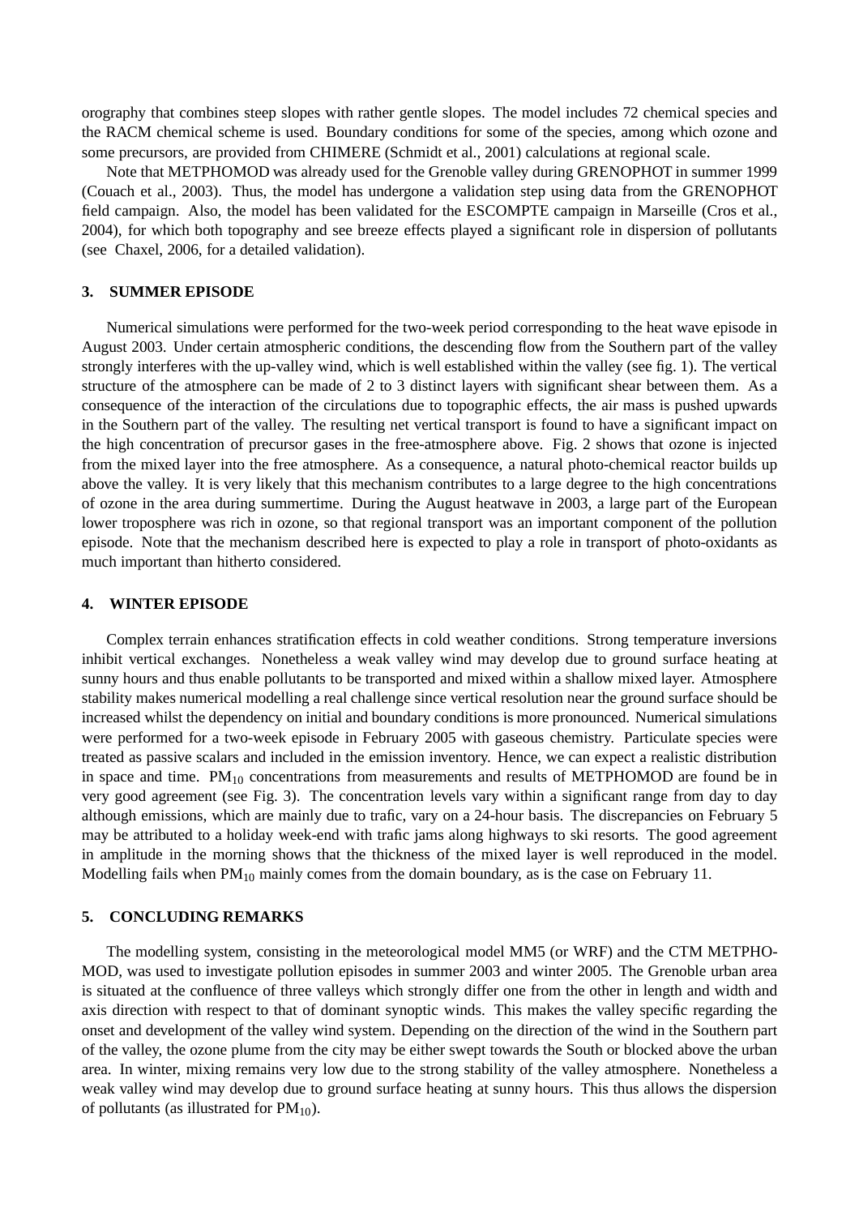orography that combines steep slopes with rather gentle slopes. The model includes 72 chemical species and the RACM chemical scheme is used. Boundary conditions for some of the species, among which ozone and some precursors, are provided from CHIMERE (Schmidt et al., 2001) calculations at regional scale.

Note that METPHOMOD was already used for the Grenoble valley during GRENOPHOT in summer 1999 (Couach et al., 2003). Thus, the model has undergone a validation step using data from the GRENOPHOT field campaign. Also, the model has been validated for the ESCOMPTE campaign in Marseille (Cros et al., 2004), for which both topography and see breeze effects played a significant role in dispersion of pollutants (see Chaxel, 2006, for a detailed validation).

## 3. SUMMER EPISODE

Numerical simulations were performed for the two-week period corresponding to the heat wave episode in August 2003. Under certain atmospheric conditions, the descending flow from the Southern part of the valley strongly interferes with the up-valley wind, which is well established within the valley (see fig. 1). The vertical structure of the atmosphere can be made of 2 to 3 distinct layers with significant shear between them. As a consequence of the interaction of the circulations due to topographic effects, the air mass is pushed upwards in the Southern part of the valley. The resulting net vertical transport is found to have a significant impact on the high concentration of precursor gases in the free-atmosphere above. Fig. 2 shows that ozone is injected from the mixed layer into the free atmosphere. As a consequence, a natural photo-chemical reactor builds up above the valley. It is very likely that this mechanism contributes to a large degree to the high concentrations of ozone in the area during summertime. During the August heatwave in 2003, a large part of the European lower troposphere was rich in ozone, so that regional transport was an important component of the pollution episode. Note that the mechanism described here is expected to play a role in transport of photo-oxidants as much important than hitherto considered.

## 4. WINTER EPISODE

Complex terrain enhances stratification effects in cold weather conditions. Strong temperature inversions inhibit vertical exchanges. Nonetheless a weak valley wind may develop due to ground surface heating at sunny hours and thus enable pollutants to be transported and mixed within a shallow mixed layer. Atmosphere stability makes numerical modelling a real challenge since vertical resolution near the ground surface should be increased whilst the dependency on initial and boundary conditions is more pronounced. Numerical simulations were performed for a two-week episode in February 2005 with gaseous chemistry. Particulate species were treated as passive scalars and included in the emission inventory. Hence, we can expect a realistic distribution in space and time. $PM_{10}$ concentrations from measurements and results of METPHOMOD are found be in very good agreement (see Fig. 3). The concentration levels vary within a significant range from day to day although emissions, which are mainly due to trafic, vary on a 24-hour basis. The discrepancies on February 5 may be attributed to a holiday week-end with trafic jams along highways to ski resorts. The good agreement in amplitude in the morning shows that the thickness of the mixed layer is well reproduced in the model. Modelling fails when $PM_{10}$ mainly comes from the domain boundary, as is the case on February 11.

## 5. CONCLUDING REMARKS

The modelling system, consisting in the meteorological model MM5 (or WRF) and the CTM METPHOMOD, was used to investigate pollution episodes in summer 2003 and winter 2005. The Grenoble urban area is situated at the confluence of three valleys which strongly differ one from the other in length and width and axis direction with respect to that of dominant synoptic winds. This makes the valley specific regarding the onset and development of the valley wind system. Depending on the direction of the wind in the Southern part of the valley, the ozone plume from the city may be either swept towards the South or blocked above the urban area. In winter, mixing remains very low due to the strong stability of the valley atmosphere. Nonetheless a weak valley wind may develop due to ground surface heating at sunny hours. This thus allows the dispersion of pollutants (as illustrated for $PM_{10}$).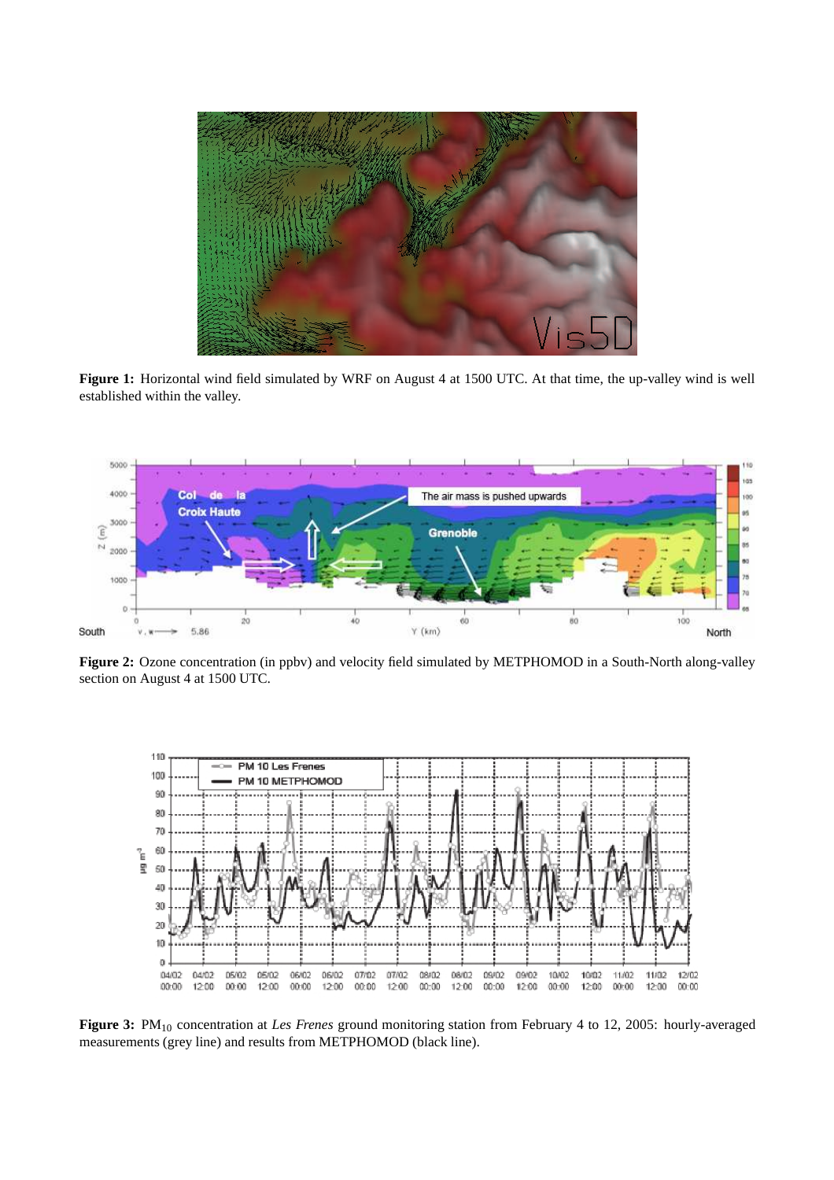**Figure 1:** Horizontal wind field simulated by WRF on August 4 at 1500 UTC. At that time, the up-valley wind is well established within the valley.

**Figure 2:** Ozone concentration (in ppbv) and velocity field simulated by METPHOMOD in a South-North along-valley section on August 4 at 1500 UTC.

**Figure 3:** $PM_{10}$ concentration at *Les Frenes* ground monitoring station from February 4 to 12, 2005: hourly-averaged measurements (grey line) and results from METPHOMOD (black line).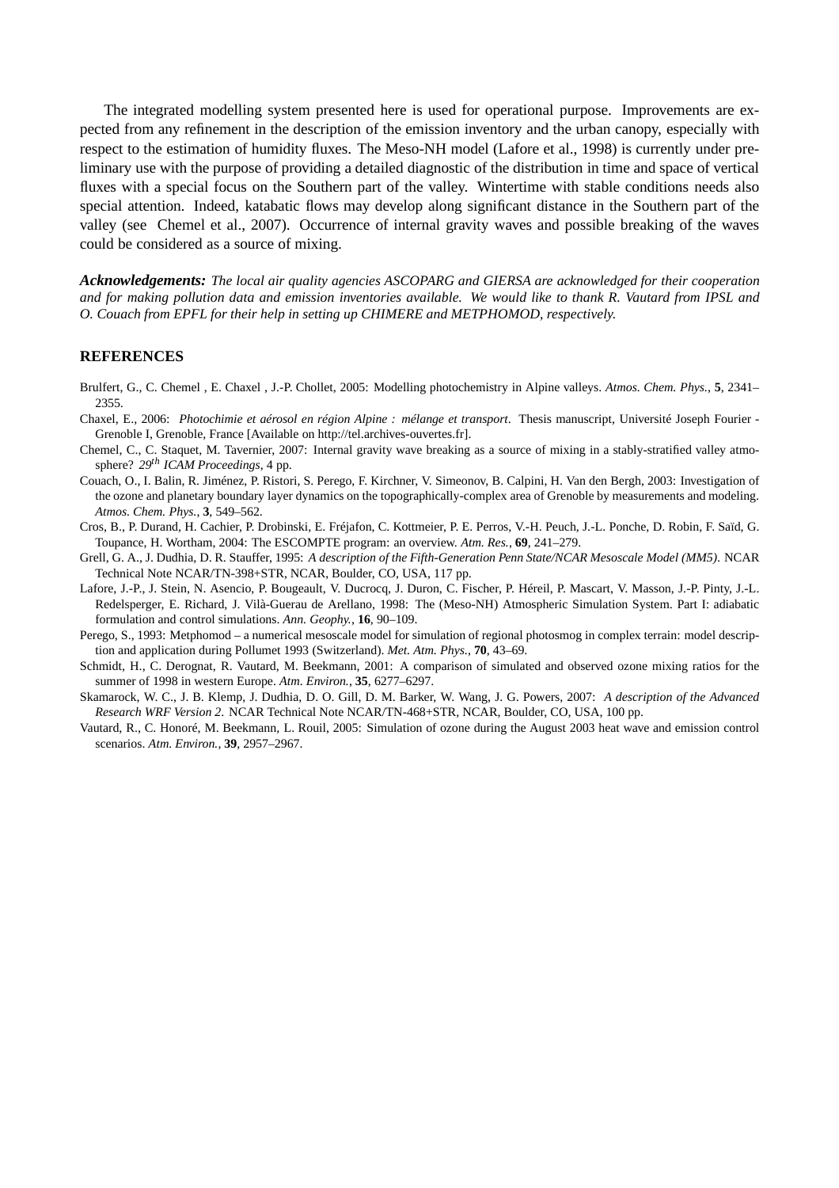The integrated modelling system presented here is used for operational purpose. Improvements are expected from any refinement in the description of the emission inventory and the urban canopy, especially with respect to the estimation of humidity fluxes. The Meso-NH model (Lafore et al., 1998) is currently under preliminary use with the purpose of providing a detailed diagnostic of the distribution in time and space of vertical fluxes with a special focus on the Southern part of the valley. Wintertime with stable conditions needs also special attention. Indeed, katabatic flows may develop along significant distance in the Southern part of the valley (see Chemel et al., 2007). Occurrence of internal gravity waves and possible breaking of the waves could be considered as a source of mixing.

***Acknowledgements:*** *The local air quality agencies ASCOPARG and GIERSA are acknowledged for their cooperation and for making pollution data and emission inventories available. We would like to thank R. Vautard from IPSL and O. Couach from EPFL for their help in setting up CHIMERE and METPHOMOD, respectively.*

## REFERENCES

Brulfert, G., C. Chemel , E. Chaxel , J.-P. Chollet, 2005: Modelling photochemistry in Alpine valleys. *Atmos. Chem. Phys.*, **5**, 2341–2355.

Chaxel, E., 2006: *Photochimie et aérosol en région Alpine : mélange et transport*. Thesis manuscript, Université Joseph Fourier - Grenoble I, Grenoble, France [Available on http://tel.archives-ouvertes.fr].

Chemel, C., C. Staquet, M. Tavernier, 2007: Internal gravity wave breaking as a source of mixing in a stably-stratified valley atmosphere? *29th ICAM Proceedings*, 4 pp.

Couach, O., I. Balin, R. Jiménez, P. Ristori, S. Perego, F. Kirchner, V. Simeonov, B. Calpini, H. Van den Bergh, 2003: Investigation of the ozone and planetary boundary layer dynamics on the topographically-complex area of Grenoble by measurements and modeling. *Atmos. Chem. Phys.*, **3**, 549–562.

Cros, B., P. Durand, H. Cachier, P. Drobinski, E. Fréjafon, C. Kottmeier, P. E. Perros, V.-H. Peuch, J.-L. Ponche, D. Robin, F. Saïd, G. Toupance, H. Wortham, 2004: The ESCOMPTE program: an overview. *Atm. Res.*, **69**, 241–279.

Grell, G. A., J. Dudhia, D. R. Stauffer, 1995: *A description of the Fifth-Generation Penn State/NCAR Mesoscale Model (MM5)*. NCAR Technical Note NCAR/TN-398+STR, NCAR, Boulder, CO, USA, 117 pp.

Lafore, J.-P., J. Stein, N. Asencio, P. Bougeault, V. Ducrocq, J. Duron, C. Fischer, P. Héreil, P. Mascart, V. Masson, J.-P. Pinty, J.-L. Redelsperger, E. Richard, J. Vilà-Guerau de Arellano, 1998: The (Meso-NH) Atmospheric Simulation System. Part I: adiabatic formulation and control simulations. *Ann. Geophy.*, **16**, 90–109.

Perego, S., 1993: Metphomod – a numerical mesoscale model for simulation of regional photosmog in complex terrain: model description and application during Pollumet 1993 (Switzerland). *Met. Atm. Phys.*, **70**, 43–69.

Schmidt, H., C. Derognat, R. Vautard, M. Beekmann, 2001: A comparison of simulated and observed ozone mixing ratios for the summer of 1998 in western Europe. *Atm. Environ.*, **35**, 6277–6297.

Skamarock, W. C., J. B. Klemp, J. Dudhia, D. O. Gill, D. M. Barker, W. Wang, J. G. Powers, 2007: *A description of the Advanced Research WRF Version 2*. NCAR Technical Note NCAR/TN-468+STR, NCAR, Boulder, CO, USA, 100 pp.

Vautard, R., C. Honoré, M. Beekmann, L. Rouil, 2005: Simulation of ozone during the August 2003 heat wave and emission control scenarios. *Atm. Environ.*, **39**, 2957–2967.